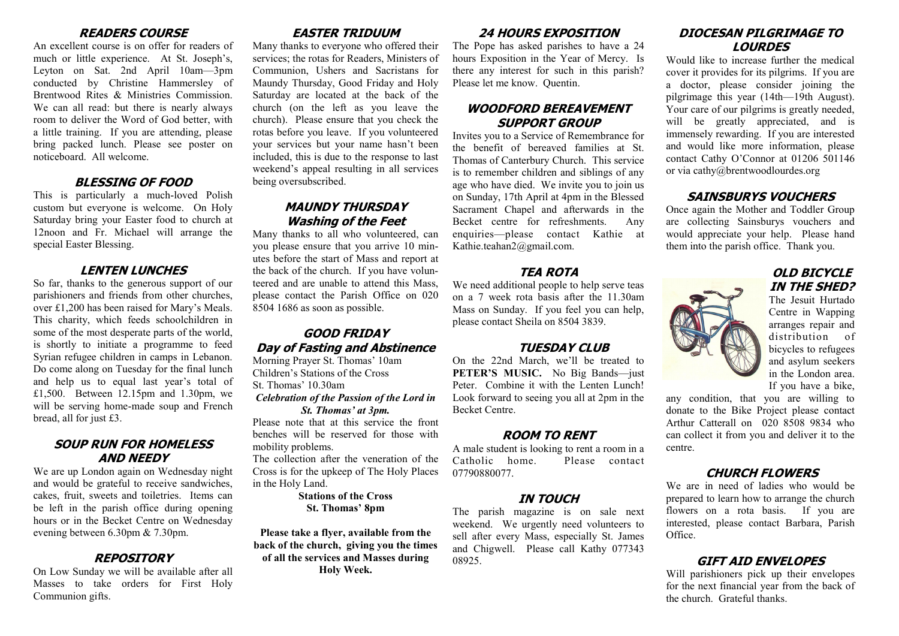## READERS COURSE

An excellent course is on offer for readers of much or little experience. At St. Joseph's, Leyton on Sat. 2nd April 10am—3pm conducted by Christine Hammersley of Brentwood Rites & Ministries Commission. We can all read: but there is nearly always room to deliver the Word of God better, with a little training. If you are attending, please bring packed lunch. Please see poster on noticeboard. All welcome.

## BLESSING OF FOOD

This is particularly a much-loved Polish custom but everyone is welcome. On Holy Saturday bring your Easter food to church at 12noon and Fr. Michael will arrange the special Easter Blessing.

## LENTEN LUNCHES

So far, thanks to the generous support of our parishioners and friends from other churches, over £1,200 has been raised for Mary's Meals. This charity, which feeds schoolchildren in some of the most desperate parts of the world, is shortly to initiate a programme to feed Syrian refugee children in camps in Lebanon. Do come along on Tuesday for the final lunch and help us to equal last year's total of £1,500. Between 12.15pm and 1.30pm, we will be serving home-made soup and French bread, all for just £3.

## SOUP RUN FOR HOMELESS AND NEEDY

We are up London again on Wednesday night and would be grateful to receive sandwiches, cakes, fruit, sweets and toiletries. Items can be left in the parish office during opening hours or in the Becket Centre on Wednesday evening between 6.30pm & 7.30pm.

## REPOSITORY

On Low Sunday we will be available after all Masses to take orders for First Holy Communion gifts.

## EASTER TRIDUUM

Many thanks to everyone who offered their services; the rotas for Readers, Ministers of Communion, Ushers and Sacristans for Maundy Thursday, Good Friday and Holy Saturday are located at the back of the church (on the left as you leave the church). Please ensure that you check the rotas before you leave. If you volunteered your services but your name hasn't been included, this is due to the response to last weekend's appeal resulting in all services being oversubscribed.

## MAUNDY THURSDAY
### Washing of the Feet

Many thanks to all who volunteered, can you please ensure that you arrive 10 minutes before the start of Mass and report at the back of the church. If you have volunteered and are unable to attend this Mass, please contact the Parish Office on 020 8504 1686 as soon as possible.

## GOOD FRIDAY
### Day of Fasting and Abstinence

Morning Prayer St. Thomas' 10am
Children's Stations of the Cross
St. Thomas' 10.30am

***Celebration of the Passion of the Lord in St. Thomas' at 3pm.***

Please note that at this service the front benches will be reserved for those with mobility problems.

The collection after the veneration of the Cross is for the upkeep of The Holy Places in the Holy Land.

**Stations of the Cross**
**St. Thomas' 8pm**

**Please take a flyer, available from the back of the church, giving you the times of all the services and Masses during Holy Week.**

## 24 HOURS EXPOSITION

The Pope has asked parishes to have a 24 hours Exposition in the Year of Mercy. Is there any interest for such in this parish? Please let me know. Quentin.

## WOODFORD BEREAVEMENT SUPPORT GROUP

Invites you to a Service of Remembrance for the benefit of bereaved families at St. Thomas of Canterbury Church. This service is to remember children and siblings of any age who have died. We invite you to join us on Sunday, 17th April at 4pm in the Blessed Sacrament Chapel and afterwards in the Becket centre for refreshments. Any enquiries—please contact Kathie at Kathie.teahan2@gmail.com.

## TEA ROTA

We need additional people to help serve teas on a 7 week rota basis after the 11.30am Mass on Sunday. If you feel you can help, please contact Sheila on 8504 3839.

## TUESDAY CLUB

On the 22nd March, we'll be treated to **PETER'S MUSIC.** No Big Bands—just Peter. Combine it with the Lenten Lunch! Look forward to seeing you all at 2pm in the Becket Centre.

## ROOM TO RENT

A male student is looking to rent a room in a Catholic home. Please contact 07790880077.

## IN TOUCH

The parish magazine is on sale next weekend. We urgently need volunteers to sell after every Mass, especially St. James and Chigwell. Please call Kathy 077343 08925.

## DIOCESAN PILGRIMAGE TO LOURDES

Would like to increase further the medical cover it provides for its pilgrims. If you are a doctor, please consider joining the pilgrimage this year (14th—19th August). Your care of our pilgrims is greatly needed, will be greatly appreciated, and is immensely rewarding. If you are interested and would like more information, please contact Cathy O'Connor at 01206 501146 or via cathy@brentwoodlourdes.org

## SAINSBURYS VOUCHERS

Once again the Mother and Toddler Group are collecting Sainsburys vouchers and would appreciate your help. Please hand them into the parish office. Thank you.

## OLD BICYCLE IN THE SHED?

The Jesuit Hurtado Centre in Wapping arranges repair and distribution of bicycles to refugees and asylum seekers in the London area. If you have a bike, any condition, that you are willing to donate to the Bike Project please contact Arthur Catterall on 020 8508 9834 who can collect it from you and deliver it to the centre.

## CHURCH FLOWERS

We are in need of ladies who would be prepared to learn how to arrange the church flowers on a rota basis. If you are interested, please contact Barbara, Parish Office.

## GIFT AID ENVELOPES

Will parishioners pick up their envelopes for the next financial year from the back of the church. Grateful thanks.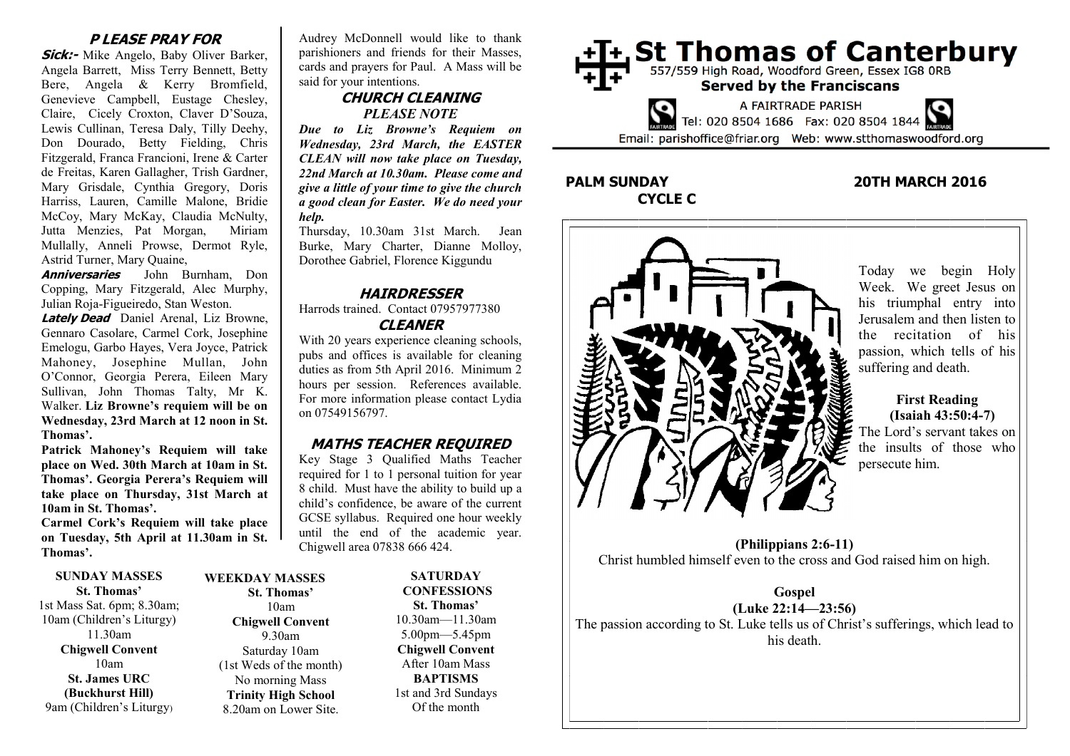## PLEASE PRAY FOR

***Sick:-*** Mike Angelo, Baby Oliver Barker, Angela Barrett, Miss Terry Bennett, Betty Bere, Angela & Kerry Bromfield, Genevieve Campbell, Eustage Chesley, Claire, Cicely Croxton, Claver D'Souza, Lewis Cullinan, Teresa Daly, Tilly Deehy, Don Dourado, Betty Fielding, Chris Fitzgerald, Franca Francioni, Irene & Carter de Freitas, Karen Gallagher, Trish Gardner, Mary Grisdale, Cynthia Gregory, Doris Harriss, Lauren, Camille Malone, Bridie McCoy, Mary McKay, Claudia McNulty, Jutta Menzies, Pat Morgan, Miriam Mullally, Anneli Prowse, Dermot Ryle, Astrid Turner, Mary Quaine,

***Anniversaries*** John Burnham, Don Copping, Mary Fitzgerald, Alec Murphy, Julian Roja-Figueiredo, Stan Weston.

***Lately Dead*** Daniel Arenal, Liz Browne, Gennaro Casolare, Carmel Cork, Josephine Emelogu, Garbo Hayes, Vera Joyce, Patrick Mahoney, Josephine Mullan, John O'Connor, Georgia Perera, Eileen Mary Sullivan, John Thomas Talty, Mr K. Walker. **Liz Browne's requiem will be on Wednesday, 23rd March at 12 noon in St. Thomas'.**

**Patrick Mahoney's Requiem will take place on Wed. 30th March at 10am in St. Thomas'. Georgia Perera's Requiem will take place on Thursday, 31st March at 10am in St. Thomas'.**

**Carmel Cork's Requiem will take place on Tuesday, 5th April at 11.30am in St. Thomas'.**

Audrey McDonnell would like to thank parishioners and friends for their Masses, cards and prayers for Paul. A Mass will be said for your intentions.

## CHURCH CLEANING

***PLEASE NOTE***

***Due to Liz Browne's Requiem on Wednesday, 23rd March, the EASTER CLEAN will now take place on Tuesday, 22nd March at 10.30am. Please come and give a little of your time to give the church a good clean for Easter. We do need your help.***

Thursday, 10.30am 31st March. Jean Burke, Mary Charter, Dianne Molloy, Dorothee Gabriel, Florence Kiggundu

## HAIRDRESSER

Harrods trained. Contact 07957977380

## CLEANER

With 20 years experience cleaning schools, pubs and offices is available for cleaning duties as from 5th April 2016. Minimum 2 hours per session. References available. For more information please contact Lydia on 07549156797.

## MATHS TEACHER REQUIRED

Key Stage 3 Qualified Maths Teacher required for 1 to 1 personal tuition for year 8 child. Must have the ability to build up a child's confidence, be aware of the current GCSE syllabus. Required one hour weekly until the end of the academic year. Chigwell area 07838 666 424.

**SUNDAY MASSES**
**St. Thomas'**
1st Mass Sat. 6pm; 8.30am;
10am (Children's Liturgy)
11.30am
**Chigwell Convent**
10am
**St. James URC (Buckhurst Hill)**
9am (Children's Liturgy)

**WEEKDAY MASSES**
**St. Thomas'**
10am
**Chigwell Convent**
9.30am
Saturday 10am
(1st Weds of the month)
No morning Mass
**Trinity High School**
8.20am on Lower Site.

**SATURDAY CONFESSIONS**
**St. Thomas'**
10.30am—11.30am
5.00pm—5.45pm
**Chigwell Convent**
After 10am Mass
**BAPTISMS**
1st and 3rd Sundays
Of the month

# St Thomas of Canterbury

557/559 High Road, Woodford Green, Essex IG8 0RB

**Served by the Franciscans**

A FAIRTRADE PARISH

Tel: 020 8504 1686 Fax: 020 8504 1844

Email: parishoffice@friar.org Web: www.stthomaswoodford.org

**PALM SUNDAY** **20TH MARCH 2016**

**CYCLE C**

Today we begin Holy Week. We greet Jesus on his triumphal entry into Jerusalem and then listen to the recitation of his passion, which tells of his suffering and death.

**First Reading**
**(Isaiah 43:50:4-7)**

The Lord's servant takes on the insults of those who persecute him.

**(Philippians 2:6-11)**

Christ humbled himself even to the cross and God raised him on high.

**Gospel**
**(Luke 22:14—23:56)**

The passion according to St. Luke tells us of Christ's sufferings, which lead to his death.